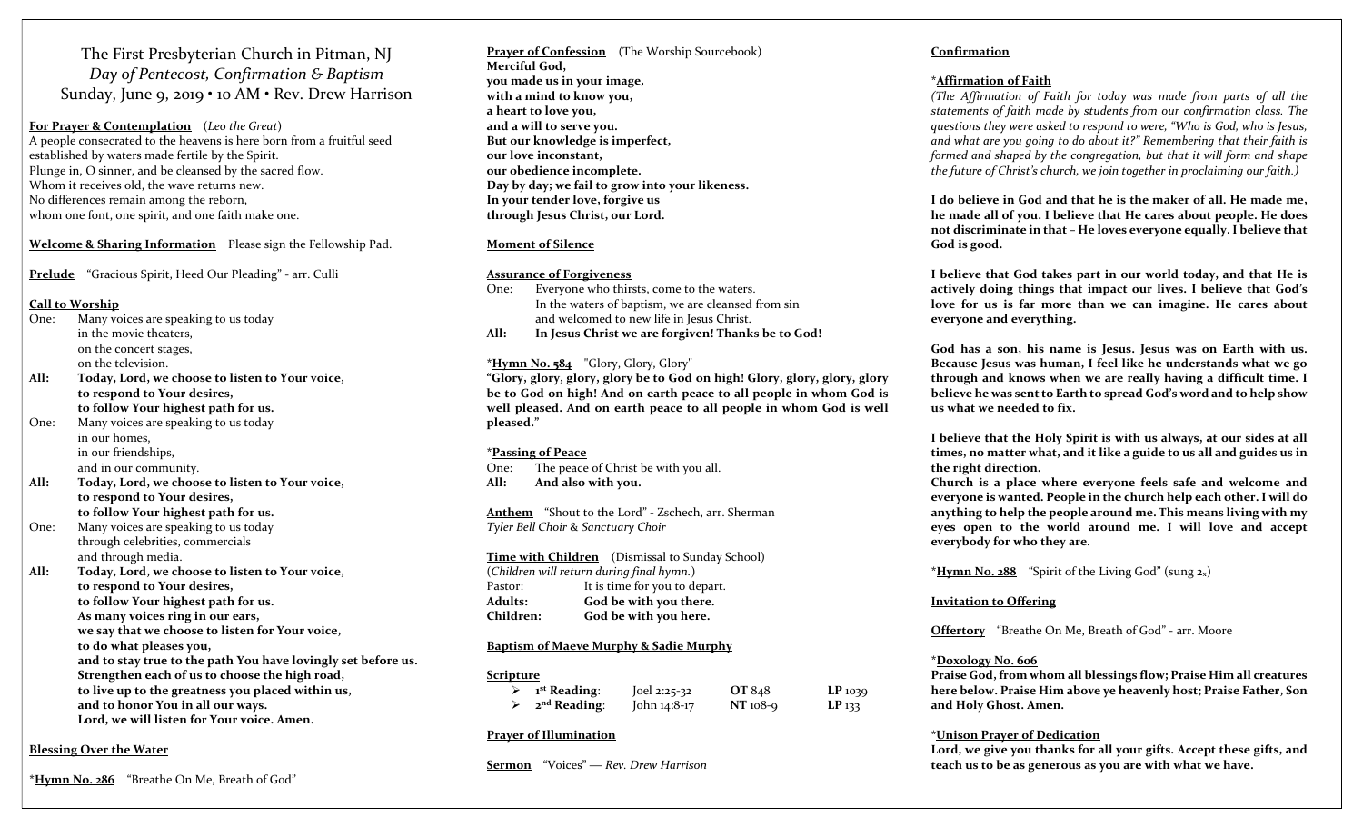# The First Presbyterian Church in Pitman, NJ

*Day of Pentecost, Confirmation & Baptism*

Sunday, June 9, 2019 • 10 AM • Rev. Drew Harrison

**For Prayer & Contemplation** (*Leo the Great*)

A people consecrated to the heavens is here born from a fruitful seed
established by waters made fertile by the Spirit.
Plunge in, O sinner, and be cleansed by the sacred flow.
Whom it receives old, the wave returns new.
No differences remain among the reborn,
whom one font, one spirit, and one faith make one.

**Welcome & Sharing Information** Please sign the Fellowship Pad.

**Prelude** "Gracious Spirit, Heed Our Pleading" - arr. Culli

**Call to Worship**

One: Many voices are speaking to us today
in the movie theaters,
on the concert stages,
on the television.

**All: Today, Lord, we choose to listen to Your voice,**
**to respond to Your desires,**
**to follow Your highest path for us.**

One: Many voices are speaking to us today
in our homes,
in our friendships,
and in our community.

**All: Today, Lord, we choose to listen to Your voice,**
**to respond to Your desires,**
**to follow Your highest path for us.**

One: Many voices are speaking to us today
through celebrities, commercials
and through media.

**All: Today, Lord, we choose to listen to Your voice,**
**to respond to Your desires,**
**to follow Your highest path for us.**
**As many voices ring in our ears,**
**we say that we choose to listen for Your voice,**
**to do what pleases you,**
**and to stay true to the path You have lovingly set before us.**
**Strengthen each of us to choose the high road,**
**to live up to the greatness you placed within us,**
**and to honor You in all our ways.**
**Lord, we will listen for Your voice. Amen.**

**Blessing Over the Water**

*__Hymn No. 286__ "Breathe On Me, Breath of God"

**Prayer of Confession** (The Worship Sourcebook)

**Merciful God,**
**you made us in your image,**
**with a mind to know you,**
**a heart to love you,**
**and a will to serve you.**
**But our knowledge is imperfect,**
**our love inconstant,**
**our obedience incomplete.**
**Day by day; we fail to grow into your likeness.**
**In your tender love, forgive us**
**through Jesus Christ, our Lord.**

**Moment of Silence**

**Assurance of Forgiveness**

One: Everyone who thirsts, come to the waters.
In the waters of baptism, we are cleansed from sin
and welcomed to new life in Jesus Christ.

**All: In Jesus Christ we are forgiven! Thanks be to God!**

*__Hymn No. 584__ "Glory, Glory, Glory"

**"Glory, glory, glory, glory be to God on high! Glory, glory, glory be to God on high! And on earth peace to all people in whom God is well pleased. And on earth peace to all people in whom God is well pleased."**

***Passing of Peace**

One: The peace of Christ be with you all.

**All: And also with you.**

**Anthem** "Shout to the Lord" - Zschech, arr. Sherman
*Tyler Bell Choir & Sanctuary Choir*

**Time with Children** (Dismissal to Sunday School)
(*Children will return during final hymn.*)

Pastor: It is time for you to depart.
**Adults: God be with you there.**
**Children: God be with you here.**

**Baptism of Maeve Murphy & Sadie Murphy**

**Scripture**

- **1st Reading**: Joel 2:25-32 **OT** 848 **LP** 1039
- **2nd Reading**: John 14:8-17 **NT** 108-9 **LP** 133

**Prayer of Illumination**

**Sermon** "Voices" — *Rev. Drew Harrison*

**Confirmation**

***Affirmation of Faith**

*(The Affirmation of Faith for today was made from parts of all the statements of faith made by students from our confirmation class. The questions they were asked to respond to were, "Who is God, who is Jesus, and what are you going to do about it?" Remembering that their faith is formed and shaped by the congregation, but that it will form and shape the future of Christ's church, we join together in proclaiming our faith.)*

**I do believe in God and that he is the maker of all. He made me, he made all of you. I believe that He cares about people. He does not discriminate in that – He loves everyone equally. I believe that God is good.**

**I believe that God takes part in our world today, and that He is actively doing things that impact our lives. I believe that God's love for us is far more than we can imagine. He cares about everyone and everything.**

**God has a son, his name is Jesus. Jesus was on Earth with us. Because Jesus was human, I feel like he understands what we go through and knows when we are really having a difficult time. I believe he was sent to Earth to spread God's word and to help show us what we needed to fix.**

**I believe that the Holy Spirit is with us always, at our sides at all times, no matter what, and it like a guide to us all and guides us in the right direction.**
**Church is a place where everyone feels safe and welcome and everyone is wanted. People in the church help each other. I will do anything to help the people around me. This means living with my eyes open to the world around me. I will love and accept everybody for who they are.**

*__Hymn No. 288__ "Spirit of the Living God" (sung 2x)

**Invitation to Offering**

**Offertory** "Breathe On Me, Breath of God" - arr. Moore

***Doxology No. 606**

**Praise God, from whom all blessings flow; Praise Him all creatures here below. Praise Him above ye heavenly host; Praise Father, Son and Holy Ghost. Amen.**

***Unison Prayer of Dedication**

**Lord, we give you thanks for all your gifts. Accept these gifts, and teach us to be as generous as you are with what we have.**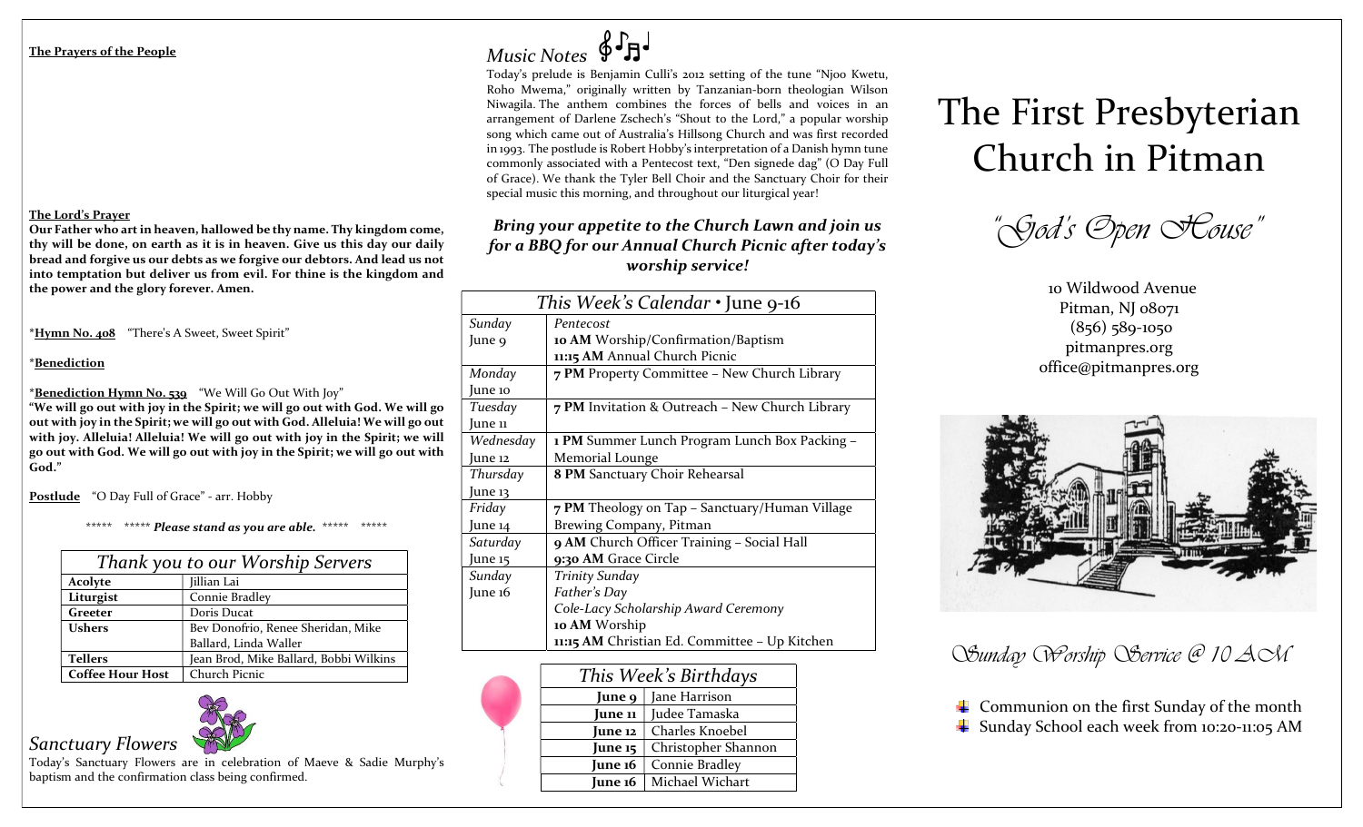**The Prayers of the People**

**The Lord's Prayer**

**Our Father who art in heaven, hallowed be thy name. Thy kingdom come, thy will be done, on earth as it is in heaven. Give us this day our daily bread and forgive us our debts as we forgive our debtors. And lead us not into temptation but deliver us from evil. For thine is the kingdom and the power and the glory forever. Amen.**

\***Hymn No. 408** "There's A Sweet, Sweet Spirit"

\***Benediction**

\***Benediction Hymn No. 539** "We Will Go Out With Joy"

**"We will go out with joy in the Spirit; we will go out with God. We will go out with joy in the Spirit; we will go out with God. Alleluia! We will go out with joy. Alleluia! Alleluia! We will go out with joy in the Spirit; we will go out with God. We will go out with joy in the Spirit; we will go out with God."**

**Postlude** "O Day Full of Grace" - arr. Hobby

***** ***** ***Please stand as you are able.*** ***** *****

| *Thank you to our Worship Servers* | |
|---|---|
| **Acolyte** | Jillian Lai |
| **Liturgist** | Connie Bradley |
| **Greeter** | Doris Ducat |
| **Ushers** | Bev Donofrio, Renee Sheridan, Mike Ballard, Linda Waller |
| **Tellers** | Jean Brod, Mike Ballard, Bobbi Wilkins |
| **Coffee Hour Host** | Church Picnic |

## *Sanctuary Flowers*

Today's Sanctuary Flowers are in celebration of Maeve & Sadie Murphy's baptism and the confirmation class being confirmed.

## *Music Notes*

Today's prelude is Benjamin Culli's 2012 setting of the tune "Njoo Kwetu, Roho Mwema," originally written by Tanzanian-born theologian Wilson Niwagila. The anthem combines the forces of bells and voices in an arrangement of Darlene Zschech's "Shout to the Lord," a popular worship song which came out of Australia's Hillsong Church and was first recorded in 1993. The postlude is Robert Hobby's interpretation of a Danish hymn tune commonly associated with a Pentecost text, "Den signede dag" (O Day Full of Grace). We thank the Tyler Bell Choir and the Sanctuary Choir for their special music this morning, and throughout our liturgical year!

***Bring your appetite to the Church Lawn and join us for a BBQ for our Annual Church Picnic after today's worship service!***

| *This Week's Calendar* • June 9-16 | |
|---|---|
| *Sunday* June 9 | *Pentecost*<br>**10 AM** Worship/Confirmation/Baptism<br>**11:15 AM** Annual Church Picnic |
| *Monday* June 10 | **7 PM** Property Committee – New Church Library |
| *Tuesday* June 11 | **7 PM** Invitation & Outreach – New Church Library |
| *Wednesday* June 12 | **1 PM** Summer Lunch Program Lunch Box Packing – Memorial Lounge |
| *Thursday* June 13 | **8 PM** Sanctuary Choir Rehearsal |
| *Friday* June 14 | **7 PM** Theology on Tap – Sanctuary/Human Village Brewing Company, Pitman |
| *Saturday* June 15 | **9 AM** Church Officer Training – Social Hall<br>**9:30 AM** Grace Circle |
| *Sunday* June 16 | *Trinity Sunday*<br>*Father's Day*<br>*Cole-Lacy Scholarship Award Ceremony*<br>**10 AM** Worship<br>**11:15 AM** Christian Ed. Committee – Up Kitchen |

| *This Week's Birthdays* | |
|---|---|
| **June 9** | Jane Harrison |
| **June 11** | Judee Tamaska |
| **June 12** | Charles Knoebel |
| **June 15** | Christopher Shannon |
| **June 16** | Connie Bradley |
| **June 16** | Michael Wichart |

# The First Presbyterian Church in Pitman

*"God's Open House"*

10 Wildwood Avenue
Pitman, NJ 08071
(856) 589-1050
pitmanpres.org
office@pitmanpres.org

*Sunday Worship Service @ 10 AM*

- Communion on the first Sunday of the month
- Sunday School each week from 10:20-11:05 AM